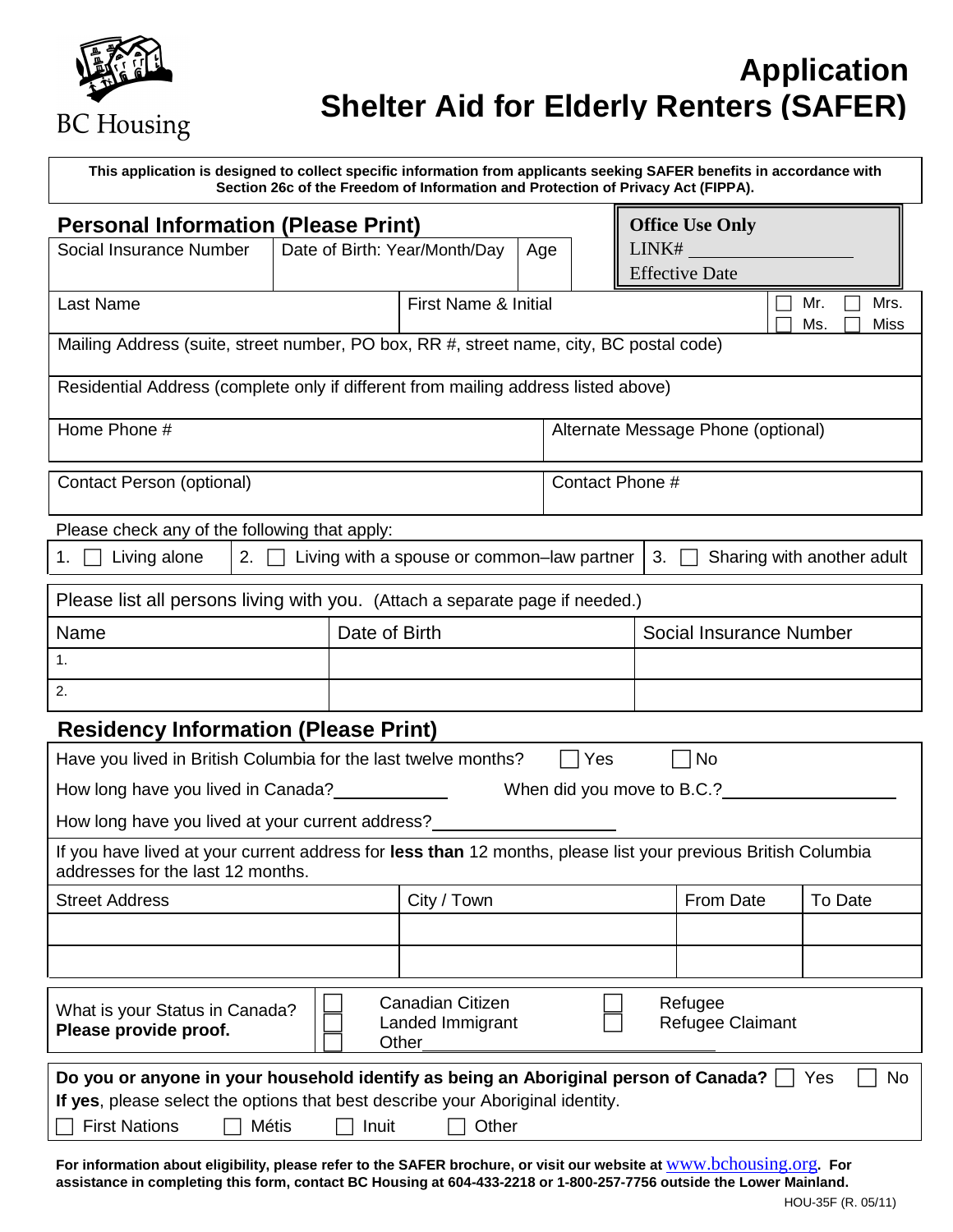BC Housing

# Application
# Shelter Aid for Elderly Renters (SAFER)

**This application is designed to collect specific information from applicants seeking SAFER benefits in accordance with Section 26c of the Freedom of Information and Protection of Privacy Act (FIPPA).**

## Personal Information (Please Print)

**Office Use Only**
LINK# ____________
Effective Date

| Social Insurance Number | Date of Birth: Year/Month/Day | Age |
|---|---|---|
| | | |

| Last Name | First Name & Initial | ☐ Mr. ☐ Mrs. ☐ Ms. ☐ Miss |
|---|---|---|
| | | |

Mailing Address (suite, street number, PO box, RR #, street name, city, BC postal code)

Residential Address (complete only if different from mailing address listed above)

| Home Phone # | Alternate Message Phone (optional) |
|---|---|
| | |

| Contact Person (optional) | Contact Phone # |
|---|---|
| | |

Please check any of the following that apply:

1. ☐ Living alone 2. ☐ Living with a spouse or common–law partner 3. ☐ Sharing with another adult

Please list all persons living with you. (Attach a separate page if needed.)

| Name | Date of Birth | Social Insurance Number |
|---|---|---|
| 1. | | |
| 2. | | |

## Residency Information (Please Print)

Have you lived in British Columbia for the last twelve months? ☐ Yes ☐ No

How long have you lived in Canada?____________ When did you move to B.C.?__________________

How long have you lived at your current address?___________________

If you have lived at your current address for **less than** 12 months, please list your previous British Columbia addresses for the last 12 months.

| Street Address | City / Town | From Date | To Date |
|---|---|---|---|
| | | | |
| | | | |

What is your Status in Canada? **Please provide proof.**

☐ Canadian Citizen ☐ Refugee
☐ Landed Immigrant ☐ Refugee Claimant
☐ Other____________________

**Do you or anyone in your household identify as being an Aboriginal person of Canada?** ☐ Yes ☐ No
**If yes**, please select the options that best describe your Aboriginal identity.
☐ First Nations ☐ Métis ☐ Inuit ☐ Other

**For information about eligibility, please refer to the SAFER brochure, or visit our website at www.bchousing.org. For assistance in completing this form, contact BC Housing at 604-433-2218 or 1-800-257-7756 outside the Lower Mainland.**

HOU-35F (R. 05/11)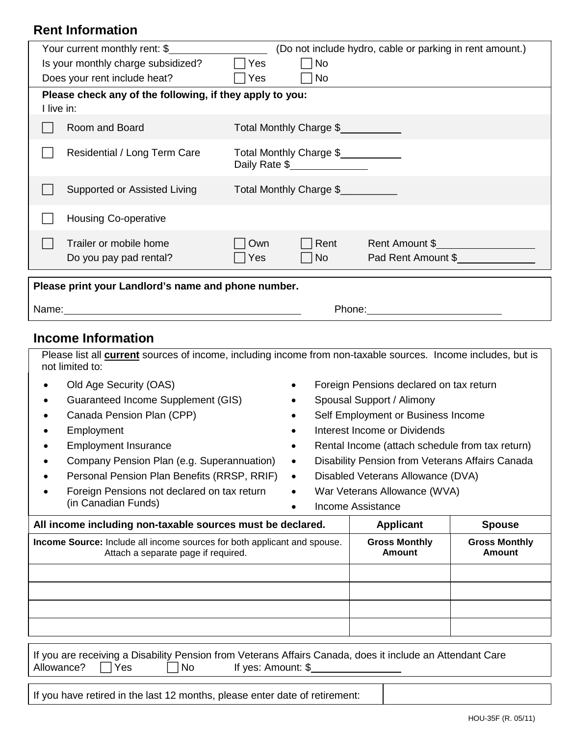## Rent Information

Your current monthly rent: $__________ (Do not include hydro, cable or parking in rent amount.)

Is your monthly charge subsidized? ☐ Yes ☐ No

Does your rent include heat? ☐ Yes ☐ No

**Please check any of the following, if they apply to you:**

I live in:

| | | |
|---|---|---|
| ☐ | Room and Board | Total Monthly Charge $__________ |
| ☐ | Residential / Long Term Care | Total Monthly Charge $__________<br>Daily Rate $__________ |
| ☐ | Supported or Assisted Living | Total Monthly Charge $__________ |
| ☐ | Housing Co-operative | |
| ☐ | Trailer or mobile home<br>Do you pay pad rental? | ☐ Own ☐ Rent Rent Amount $__________<br>☐ Yes ☐ No Pad Rent Amount $__________ |

**Please print your Landlord's name and phone number.**

Name: ______________________ Phone: ______________________

## Income Information

Please list all **current** sources of income, including income from non-taxable sources. Income includes, but is not limited to:

- Old Age Security (OAS)
- Guaranteed Income Supplement (GIS)
- Canada Pension Plan (CPP)
- Employment
- Employment Insurance
- Company Pension Plan (e.g. Superannuation)
- Personal Pension Plan Benefits (RRSP, RRIF)
- Foreign Pensions not declared on tax return (in Canadian Funds)
- Foreign Pensions declared on tax return
- Spousal Support / Alimony
- Self Employment or Business Income
- Interest Income or Dividends
- Rental Income (attach schedule from tax return)
- Disability Pension from Veterans Affairs Canada
- Disabled Veterans Allowance (DVA)
- War Veterans Allowance (WVA)
- Income Assistance

| **All income including non-taxable sources must be declared.** | **Applicant** | **Spouse** |
|---|---|---|
| **Income Source:** Include all income sources for both applicant and spouse. Attach a separate page if required. | **Gross Monthly Amount** | **Gross Monthly Amount** |
| | | |
| | | |
| | | |
| | | |

If you are receiving a Disability Pension from Veterans Affairs Canada, does it include an Attendant Care Allowance? ☐ Yes ☐ No If yes: Amount: $__________

| If you have retired in the last 12 months, please enter date of retirement: | |
|---|---|

HOU-35F (R. 05/11)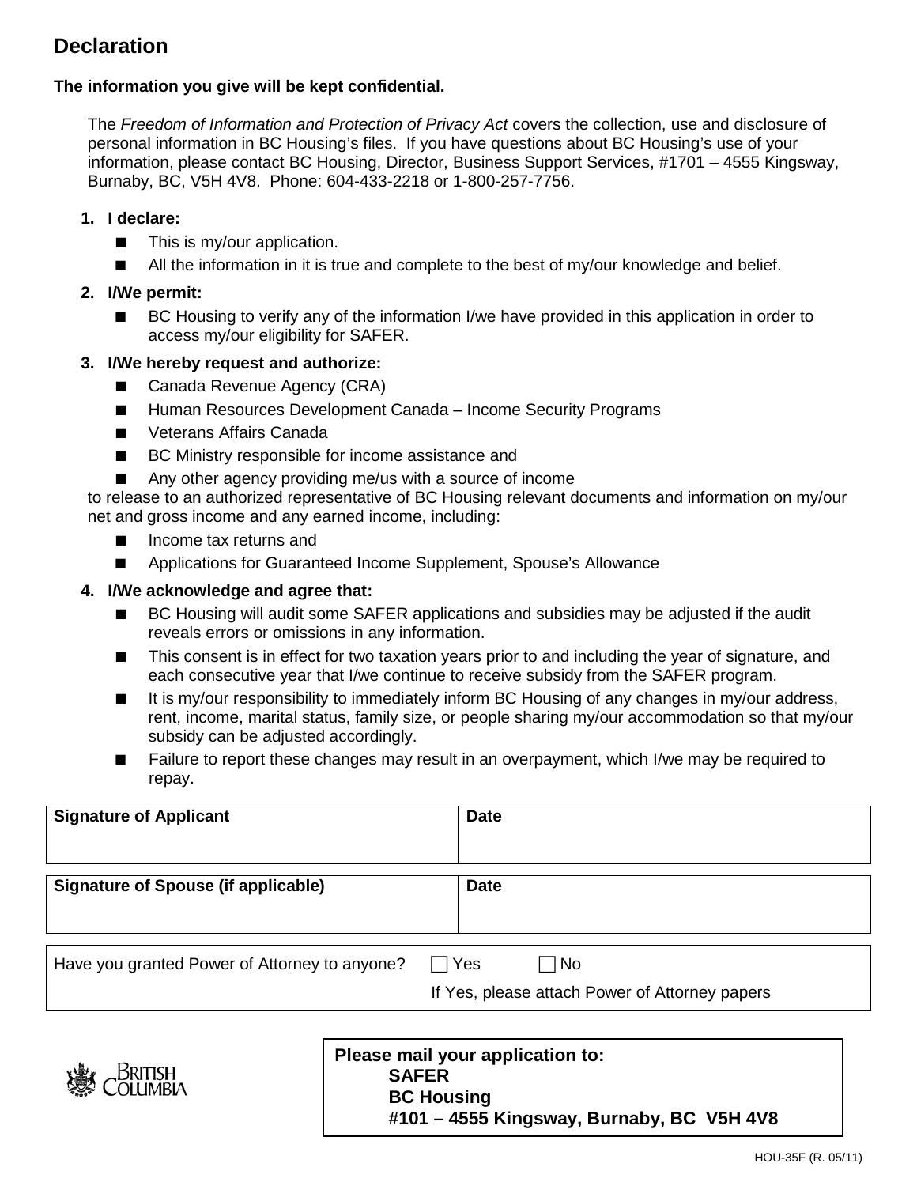## Declaration

**The information you give will be kept confidential.**

The *Freedom of Information and Protection of Privacy Act* covers the collection, use and disclosure of personal information in BC Housing's files. If you have questions about BC Housing's use of your information, please contact BC Housing, Director, Business Support Services, #1701 – 4555 Kingsway, Burnaby, BC, V5H 4V8. Phone: 604-433-2218 or 1-800-257-7756.

1. **I declare:**
   - This is my/our application.
   - All the information in it is true and complete to the best of my/our knowledge and belief.
2. **I/We permit:**
   - BC Housing to verify any of the information I/we have provided in this application in order to access my/our eligibility for SAFER.
3. **I/We hereby request and authorize:**
   - Canada Revenue Agency (CRA)
   - Human Resources Development Canada – Income Security Programs
   - Veterans Affairs Canada
   - BC Ministry responsible for income assistance and
   - Any other agency providing me/us with a source of income

   to release to an authorized representative of BC Housing relevant documents and information on my/our net and gross income and any earned income, including:
   - Income tax returns and
   - Applications for Guaranteed Income Supplement, Spouse's Allowance
4. **I/We acknowledge and agree that:**
   - BC Housing will audit some SAFER applications and subsidies may be adjusted if the audit reveals errors or omissions in any information.
   - This consent is in effect for two taxation years prior to and including the year of signature, and each consecutive year that I/we continue to receive subsidy from the SAFER program.
   - It is my/our responsibility to immediately inform BC Housing of any changes in my/our address, rent, income, marital status, family size, or people sharing my/our accommodation so that my/our subsidy can be adjusted accordingly.
   - Failure to report these changes may result in an overpayment, which I/we may be required to repay.

| **Signature of Applicant** | **Date** |
|---|---|
| | |

| **Signature of Spouse (if applicable)** | **Date** |
|---|---|
| | |

Have you granted Power of Attorney to anyone? ☐ Yes ☐ No

If Yes, please attach Power of Attorney papers

BRITISH COLUMBIA

**Please mail your application to:**
**SAFER**
**BC Housing**
**#101 – 4555 Kingsway, Burnaby, BC V5H 4V8**

HOU-35F (R. 05/11)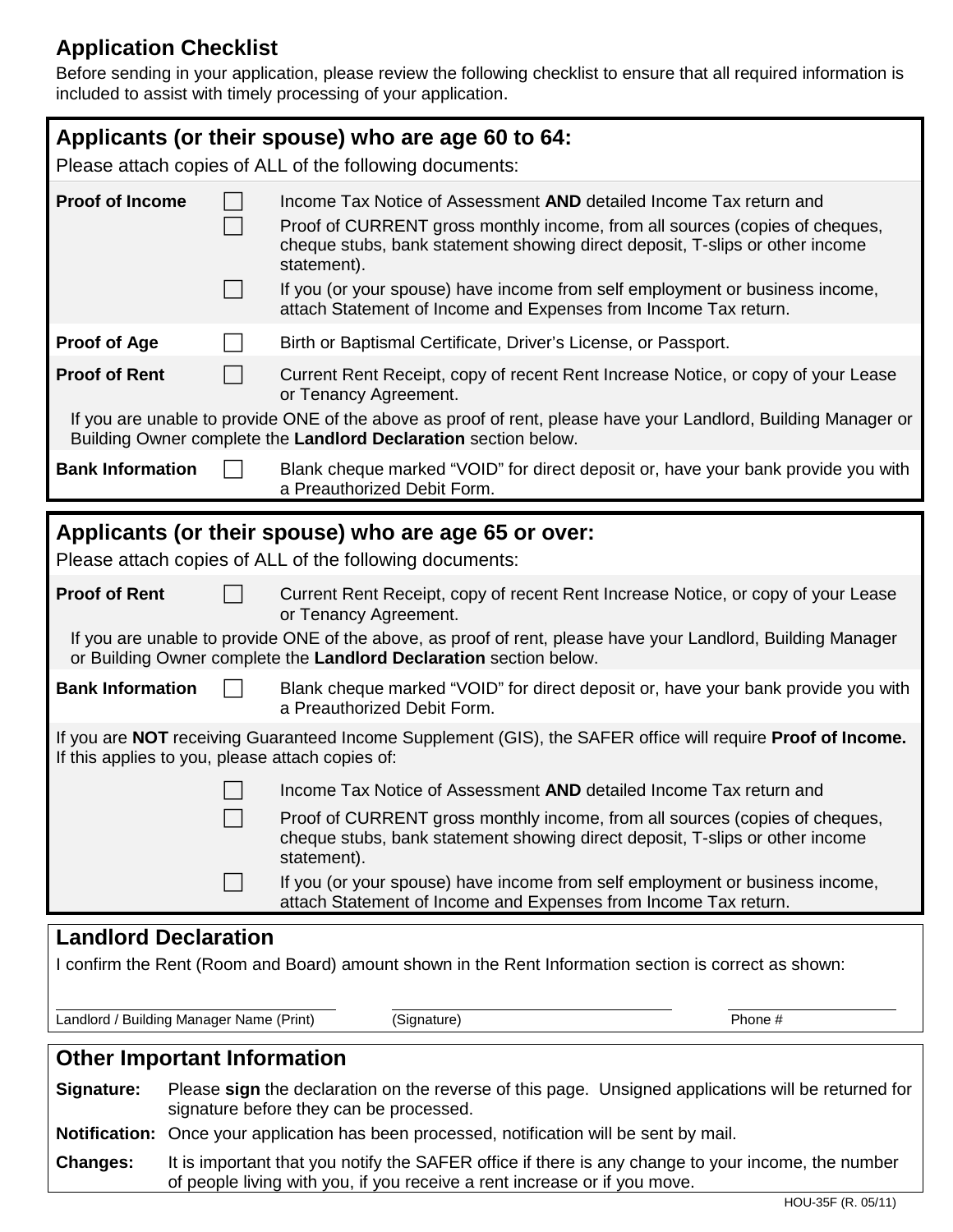## Application Checklist

Before sending in your application, please review the following checklist to ensure that all required information is included to assist with timely processing of your application.

### Applicants (or their spouse) who are age 60 to 64:

Please attach copies of ALL of the following documents:

**Proof of Income**

- ☐ Income Tax Notice of Assessment **AND** detailed Income Tax return and
- ☐ Proof of CURRENT gross monthly income, from all sources (copies of cheques, cheque stubs, bank statement showing direct deposit, T-slips or other income statement).
- ☐ If you (or your spouse) have income from self employment or business income, attach Statement of Income and Expenses from Income Tax return.

**Proof of Age**

- ☐ Birth or Baptismal Certificate, Driver's License, or Passport.

**Proof of Rent**

- ☐ Current Rent Receipt, copy of recent Rent Increase Notice, or copy of your Lease or Tenancy Agreement.

If you are unable to provide ONE of the above as proof of rent, please have your Landlord, Building Manager or Building Owner complete the **Landlord Declaration** section below.

**Bank Information**

- ☐ Blank cheque marked "VOID" for direct deposit or, have your bank provide you with a Preauthorized Debit Form.

### Applicants (or their spouse) who are age 65 or over:

Please attach copies of ALL of the following documents:

**Proof of Rent**

- ☐ Current Rent Receipt, copy of recent Rent Increase Notice, or copy of your Lease or Tenancy Agreement.

If you are unable to provide ONE of the above, as proof of rent, please have your Landlord, Building Manager or Building Owner complete the **Landlord Declaration** section below.

**Bank Information**

- ☐ Blank cheque marked "VOID" for direct deposit or, have your bank provide you with a Preauthorized Debit Form.

If you are **NOT** receiving Guaranteed Income Supplement (GIS), the SAFER office will require **Proof of Income.** If this applies to you, please attach copies of:

- ☐ Income Tax Notice of Assessment **AND** detailed Income Tax return and
- ☐ Proof of CURRENT gross monthly income, from all sources (copies of cheques, cheque stubs, bank statement showing direct deposit, T-slips or other income statement).
- ☐ If you (or your spouse) have income from self employment or business income, attach Statement of Income and Expenses from Income Tax return.

### Landlord Declaration

I confirm the Rent (Room and Board) amount shown in the Rent Information section is correct as shown:

| Landlord / Building Manager Name (Print) | (Signature) | Phone # |
|---|---|---|
| | | |

### Other Important Information

**Signature:** Please **sign** the declaration on the reverse of this page. Unsigned applications will be returned for signature before they can be processed.

**Notification:** Once your application has been processed, notification will be sent by mail.

**Changes:** It is important that you notify the SAFER office if there is any change to your income, the number of people living with you, if you receive a rent increase or if you move.

HOU-35F (R. 05/11)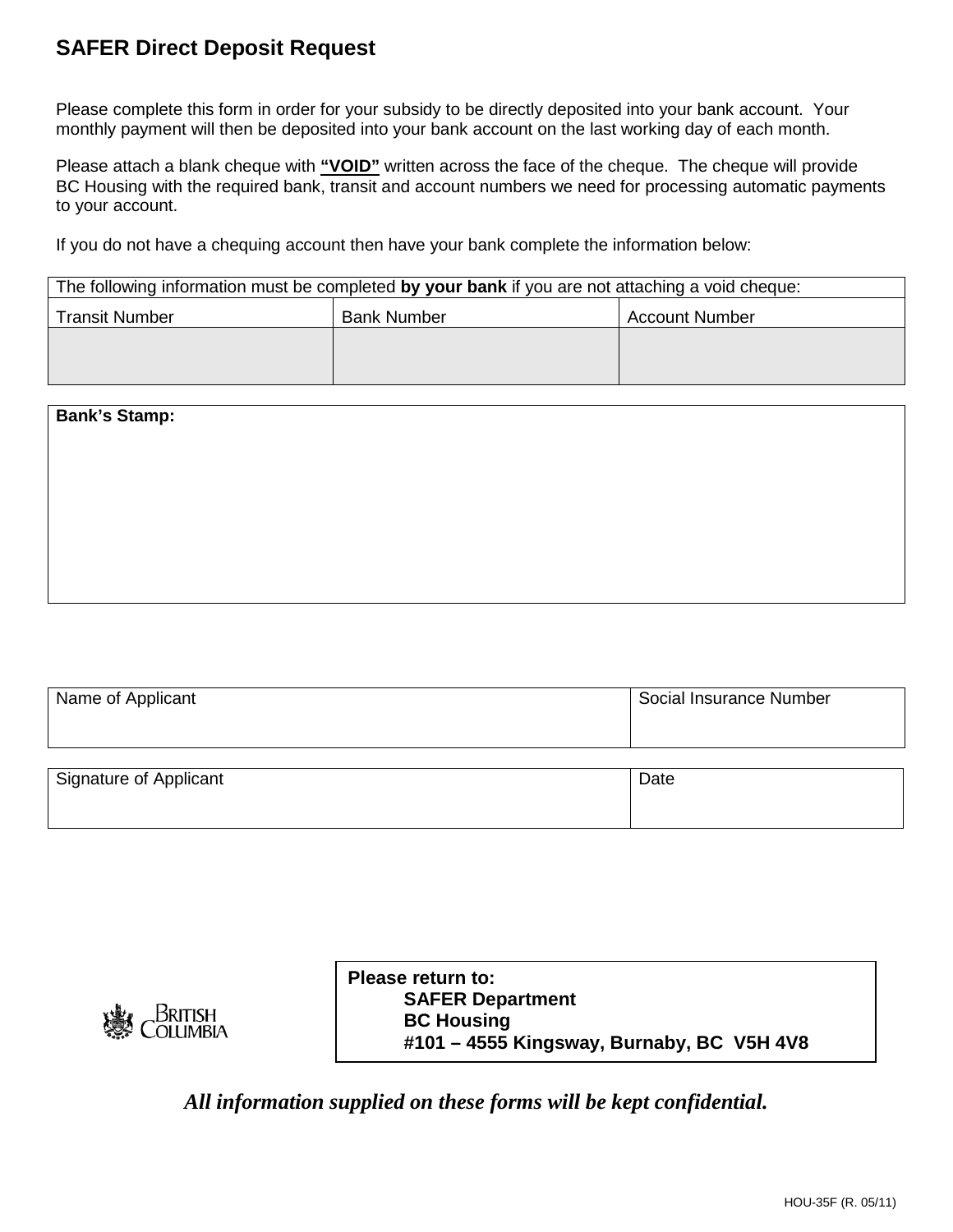# SAFER Direct Deposit Request

Please complete this form in order for your subsidy to be directly deposited into your bank account. Your monthly payment will then be deposited into your bank account on the last working day of each month.

Please attach a blank cheque with **"VOID"** written across the face of the cheque. The cheque will provide BC Housing with the required bank, transit and account numbers we need for processing automatic payments to your account.

If you do not have a chequing account then have your bank complete the information below:

| The following information must be completed **by your bank** if you are not attaching a void cheque: | | |
|---|---|---|
| Transit Number | Bank Number | Account Number |
| | | |

| **Bank's Stamp:** |
|---|
| |

| Name of Applicant | Social Insurance Number |
|---|---|
| | |

| Signature of Applicant | Date |
|---|---|
| | |

British Columbia

**Please return to:**
**SAFER Department**
**BC Housing**
**#101 – 4555 Kingsway, Burnaby, BC V5H 4V8**

***All information supplied on these forms will be kept confidential.***

HOU-35F (R. 05/11)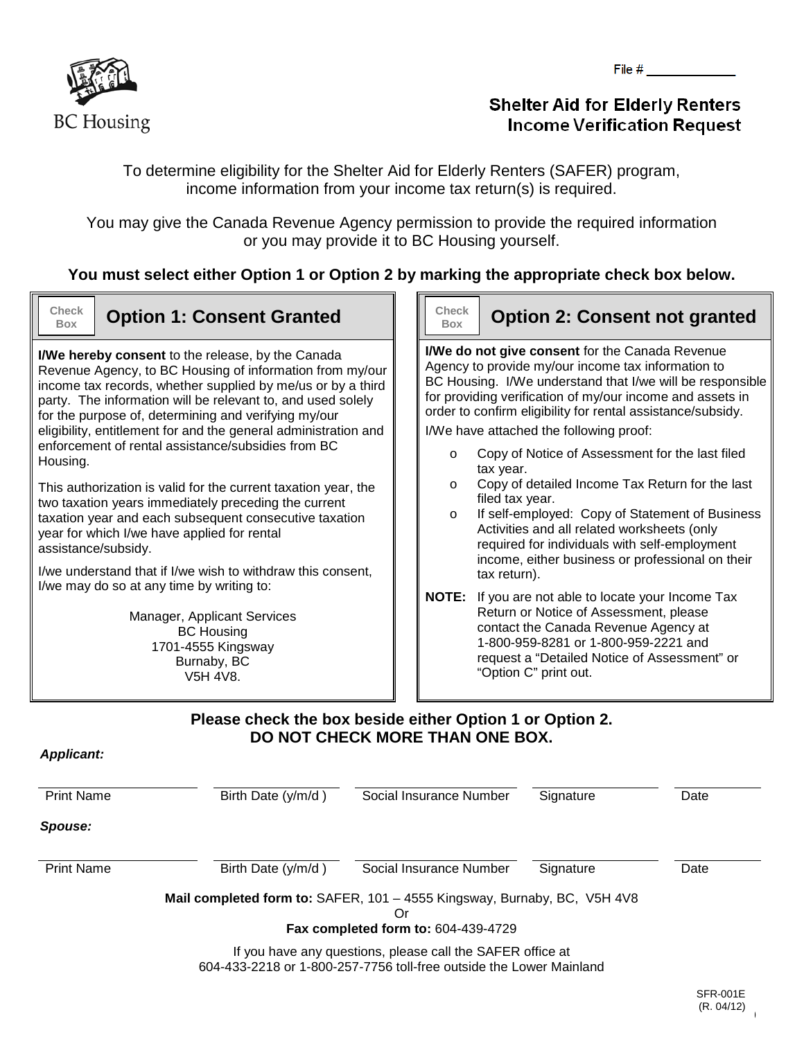File # ____________

BC Housing

# Shelter Aid for Elderly Renters
## Income Verification Request

To determine eligibility for the Shelter Aid for Elderly Renters (SAFER) program, income information from your income tax return(s) is required.

You may give the Canada Revenue Agency permission to provide the required information or you may provide it to BC Housing yourself.

**You must select either Option 1 or Option 2 by marking the appropriate check box below.**

### Check Box — Option 1: Consent Granted

**I/We hereby consent** to the release, by the Canada Revenue Agency, to BC Housing of information from my/our income tax records, whether supplied by me/us or by a third party. The information will be relevant to, and used solely for the purpose of, determining and verifying my/our eligibility, entitlement for and the general administration and enforcement of rental assistance/subsidies from BC Housing.

This authorization is valid for the current taxation year, the two taxation years immediately preceding the current taxation year and each subsequent consecutive taxation year for which I/we have applied for rental assistance/subsidy.

I/we understand that if I/we wish to withdraw this consent, I/we may do so at any time by writing to:

Manager, Applicant Services
BC Housing
1701-4555 Kingsway
Burnaby, BC
V5H 4V8.

### Check Box — Option 2: Consent not granted

**I/We do not give consent** for the Canada Revenue Agency to provide my/our income tax information to BC Housing. I/We understand that I/we will be responsible for providing verification of my/our income and assets in order to confirm eligibility for rental assistance/subsidy.

I/We have attached the following proof:

- Copy of Notice of Assessment for the last filed tax year.
- Copy of detailed Income Tax Return for the last filed tax year.
- If self-employed: Copy of Statement of Business Activities and all related worksheets (only required for individuals with self-employment income, either business or professional on their tax return).

**NOTE:** If you are not able to locate your Income Tax Return or Notice of Assessment, please contact the Canada Revenue Agency at 1-800-959-8281 or 1-800-959-2221 and request a "Detailed Notice of Assessment" or "Option C" print out.

**Please check the box beside either Option 1 or Option 2.**
**DO NOT CHECK MORE THAN ONE BOX.**

***Applicant:***

| Print Name | Birth Date (y/m/d ) | Social Insurance Number | Signature | Date |
|---|---|---|---|---|
| | | | | |

***Spouse:***

| Print Name | Birth Date (y/m/d ) | Social Insurance Number | Signature | Date |
|---|---|---|---|---|
| | | | | |

**Mail completed form to:** SAFER, 101 – 4555 Kingsway, Burnaby, BC, V5H 4V8
Or
**Fax completed form to:** 604-439-4729

If you have any questions, please call the SAFER office at 604-433-2218 or 1-800-257-7756 toll-free outside the Lower Mainland

SFR-001E
(R. 04/12)